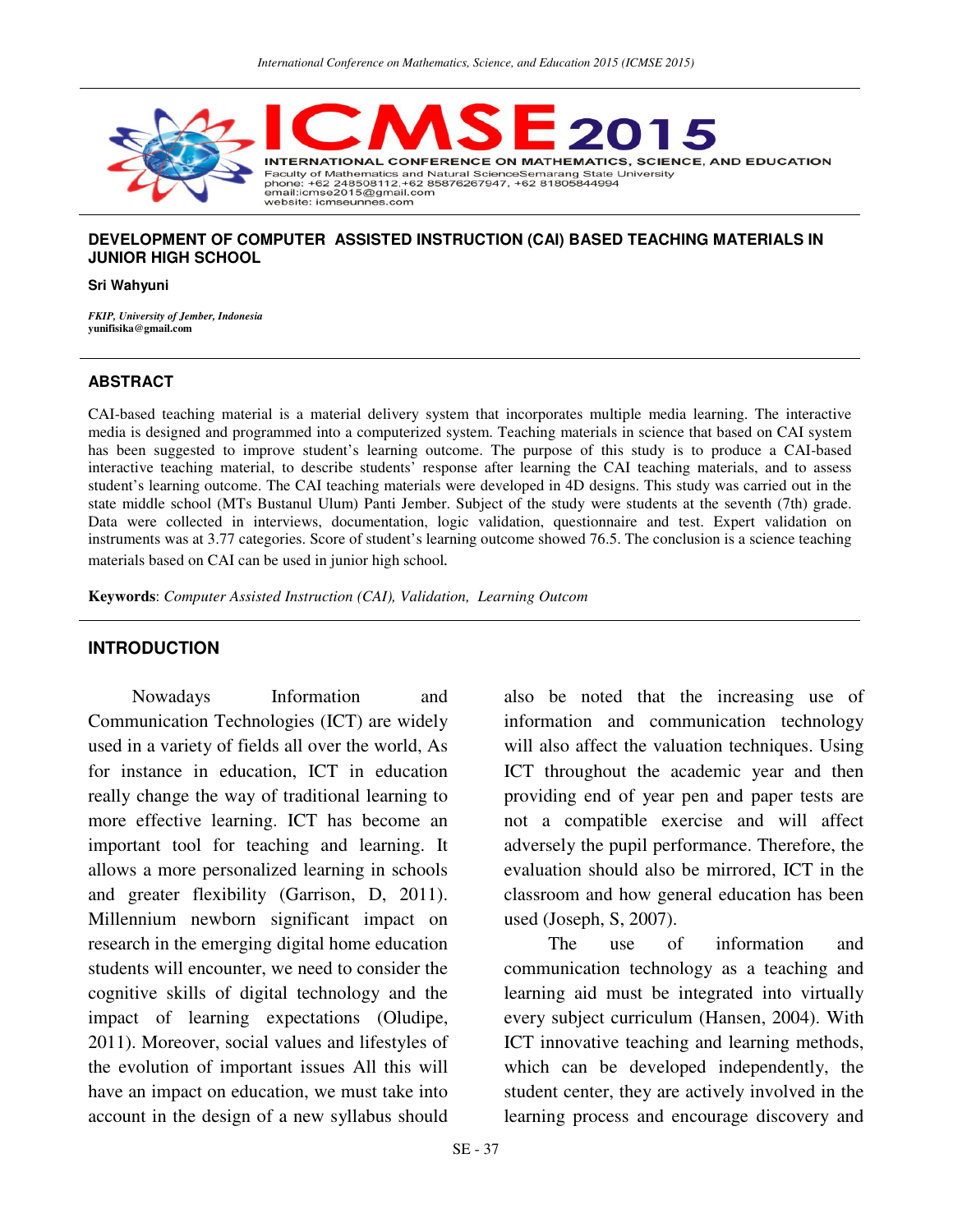# DEVELOPMENT OF COMPUTER ASSISTED INSTRUCTION (CAI) BASED TEACHING MATERIALS IN JUNIOR HIGH SCHOOL

**Sri Wahyuni**

*FKIP, University of Jember, Indonesia*
**yunifisika@gmail.com**

## ABSTRACT

CAI-based teaching material is a material delivery system that incorporates multiple media learning. The interactive media is designed and programmed into a computerized system. Teaching materials in science that based on CAI system has been suggested to improve student's learning outcome. The purpose of this study is to produce a CAI-based interactive teaching material, to describe students' response after learning the CAI teaching materials, and to assess student's learning outcome. The CAI teaching materials were developed in 4D designs. This study was carried out in the state middle school (MTs Bustanul Ulum) Panti Jember. Subject of the study were students at the seventh (7th) grade. Data were collected in interviews, documentation, logic validation, questionnaire and test. Expert validation on instruments was at 3.77 categories. Score of student's learning outcome showed 76.5. The conclusion is a science teaching materials based on CAI can be used in junior high school.

**Keywords**: *Computer Assisted Instruction (CAI), Validation, Learning Outcom*

## INTRODUCTION

Nowadays Information and Communication Technologies (ICT) are widely used in a variety of fields all over the world, As for instance in education, ICT in education really change the way of traditional learning to more effective learning. ICT has become an important tool for teaching and learning. It allows a more personalized learning in schools and greater flexibility (Garrison, D, 2011). Millennium newborn significant impact on research in the emerging digital home education students will encounter, we need to consider the cognitive skills of digital technology and the impact of learning expectations (Oludipe, 2011). Moreover, social values and lifestyles of the evolution of important issues All this will have an impact on education, we must take into account in the design of a new syllabus should also be noted that the increasing use of information and communication technology will also affect the valuation techniques. Using ICT throughout the academic year and then providing end of year pen and paper tests are not a compatible exercise and will affect adversely the pupil performance. Therefore, the evaluation should also be mirrored, ICT in the classroom and how general education has been used (Joseph, S, 2007).

The use of information and communication technology as a teaching and learning aid must be integrated into virtually every subject curriculum (Hansen, 2004). With ICT innovative teaching and learning methods, which can be developed independently, the student center, they are actively involved in the learning process and encourage discovery and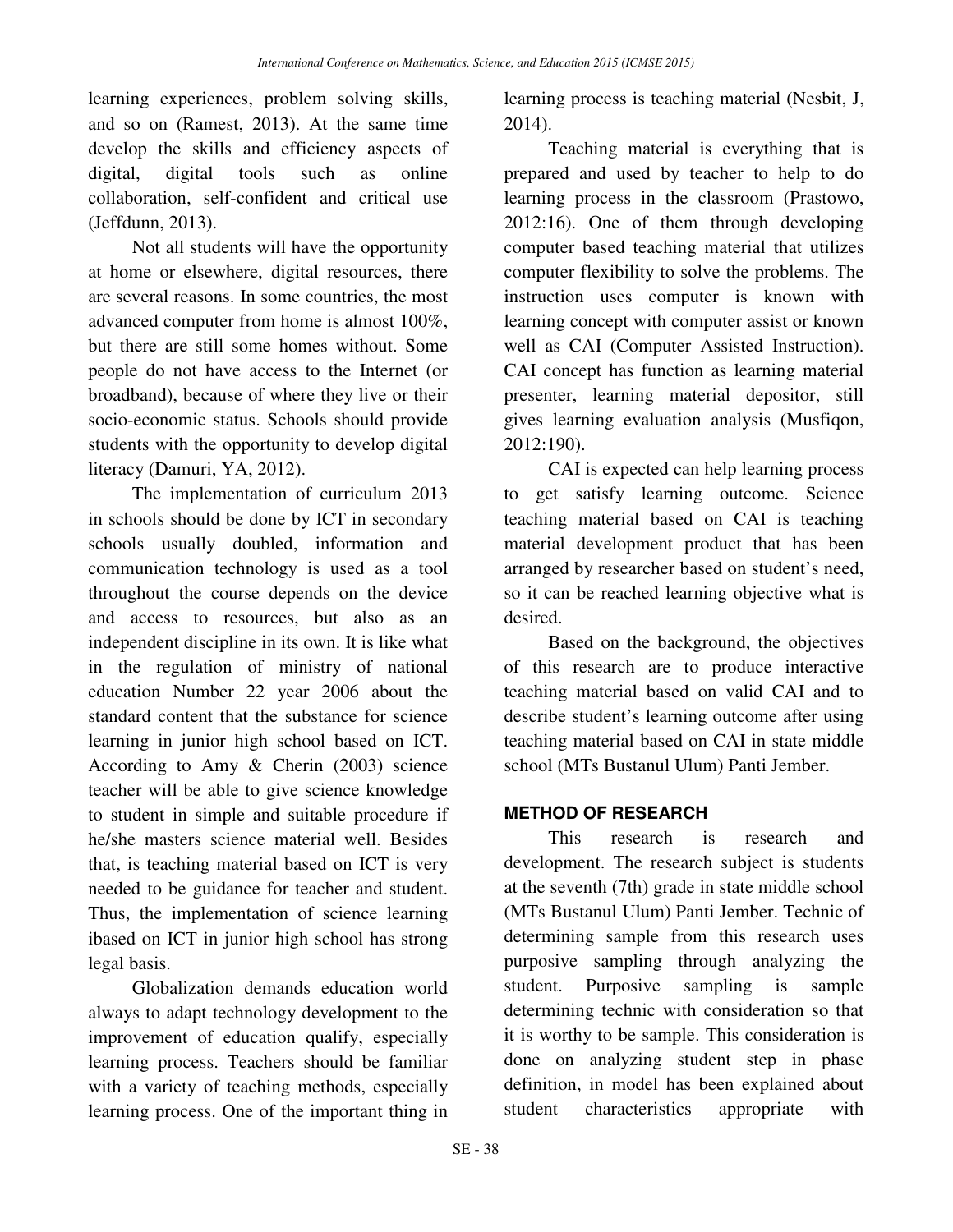learning experiences, problem solving skills, and so on (Ramest, 2013). At the same time develop the skills and efficiency aspects of digital, digital tools such as online collaboration, self-confident and critical use (Jeffdunn, 2013).

Not all students will have the opportunity at home or elsewhere, digital resources, there are several reasons. In some countries, the most advanced computer from home is almost 100%, but there are still some homes without. Some people do not have access to the Internet (or broadband), because of where they live or their socio-economic status. Schools should provide students with the opportunity to develop digital literacy (Damuri, YA, 2012).

The implementation of curriculum 2013 in schools should be done by ICT in secondary schools usually doubled, information and communication technology is used as a tool throughout the course depends on the device and access to resources, but also as an independent discipline in its own. It is like what in the regulation of ministry of national education Number 22 year 2006 about the standard content that the substance for science learning in junior high school based on ICT. According to Amy & Cherin (2003) science teacher will be able to give science knowledge to student in simple and suitable procedure if he/she masters science material well. Besides that, is teaching material based on ICT is very needed to be guidance for teacher and student. Thus, the implementation of science learning ibased on ICT in junior high school has strong legal basis.

Globalization demands education world always to adapt technology development to the improvement of education qualify, especially learning process. Teachers should be familiar with a variety of teaching methods, especially learning process. One of the important thing in learning process is teaching material (Nesbit, J, 2014).

Teaching material is everything that is prepared and used by teacher to help to do learning process in the classroom (Prastowo, 2012:16). One of them through developing computer based teaching material that utilizes computer flexibility to solve the problems. The instruction uses computer is known with learning concept with computer assist or known well as CAI (Computer Assisted Instruction). CAI concept has function as learning material presenter, learning material depositor, still gives learning evaluation analysis (Musfiqon, 2012:190).

CAI is expected can help learning process to get satisfy learning outcome. Science teaching material based on CAI is teaching material development product that has been arranged by researcher based on student's need, so it can be reached learning objective what is desired.

Based on the background, the objectives of this research are to produce interactive teaching material based on valid CAI and to describe student's learning outcome after using teaching material based on CAI in state middle school (MTs Bustanul Ulum) Panti Jember.

## METHOD OF RESEARCH

This research is research and development. The research subject is students at the seventh (7th) grade in state middle school (MTs Bustanul Ulum) Panti Jember. Technic of determining sample from this research uses purposive sampling through analyzing the student. Purposive sampling is sample determining technic with consideration so that it is worthy to be sample. This consideration is done on analyzing student step in phase definition, in model has been explained about student characteristics appropriate with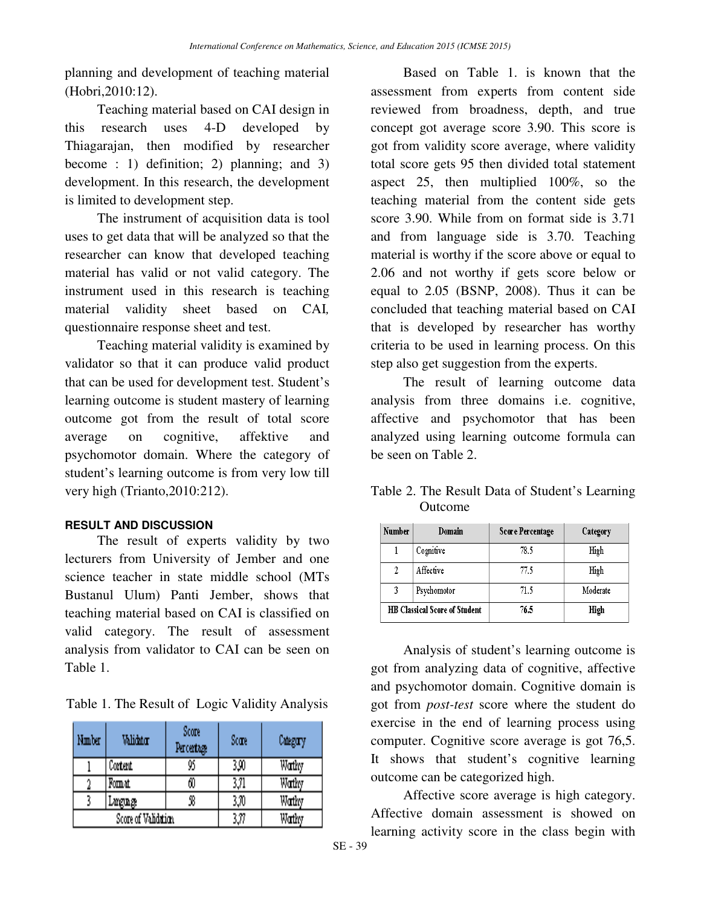planning and development of teaching material (Hobri,2010:12).

Teaching material based on CAI design in this research uses 4-D developed by Thiagarajan, then modified by researcher become : 1) definition; 2) planning; and 3) development. In this research, the development is limited to development step.

The instrument of acquisition data is tool uses to get data that will be analyzed so that the researcher can know that developed teaching material has valid or not valid category. The instrument used in this research is teaching material validity sheet based on CAI, questionnaire response sheet and test.

Teaching material validity is examined by validator so that it can produce valid product that can be used for development test. Student's learning outcome is student mastery of learning outcome got from the result of total score average on cognitive, affektive and psychomotor domain. Where the category of student's learning outcome is from very low till very high (Trianto,2010:212).

## RESULT AND DISCUSSION

The result of experts validity by two lecturers from University of Jember and one science teacher in state middle school (MTs Bustanul Ulum) Panti Jember, shows that teaching material based on CAI is classified on valid category. The result of assessment analysis from validator to CAI can be seen on Table 1.

Table 1. The Result of Logic Validity Analysis

| Number | Validator | Score Percentage | Score | Category |
|---|---|---|---|---|
| 1 | Content | 95 | 3,90 | Worthy |
| 2 | Format | 60 | 3,71 | Worthy |
| 3 | Language | 58 | 3,70 | Worthy |
| Score of Validation | | | 3,77 | Worthy |

Based on Table 1. is known that the assessment from experts from content side reviewed from broadness, depth, and true concept got average score 3.90. This score is got from validity score average, where validity total score gets 95 then divided total statement aspect 25, then multiplied 100%, so the teaching material from the content side gets score 3.90. While from on format side is 3.71 and from language side is 3.70. Teaching material is worthy if the score above or equal to 2.06 and not worthy if gets score below or equal to 2.05 (BSNP, 2008). Thus it can be concluded that teaching material based on CAI that is developed by researcher has worthy criteria to be used in learning process. On this step also get suggestion from the experts.

The result of learning outcome data analysis from three domains i.e. cognitive, affective and psychomotor that has been analyzed using learning outcome formula can be seen on Table 2.

Table 2. The Result Data of Student's Learning Outcome

| Number | Domain | Score Percentage | Category |
|---|---|---|---|
| 1 | Cognitive | 78.5 | High |
| 2 | Affective | 77.5 | High |
| 3 | Psychomotor | 71.5 | Moderate |
| **HB Classical Score of Student** | | **76.5** | **High** |

Analysis of student's learning outcome is got from analyzing data of cognitive, affective and psychomotor domain. Cognitive domain is got from *post-test* score where the student do exercise in the end of learning process using computer. Cognitive score average is got 76,5. It shows that student's cognitive learning outcome can be categorized high.

Affective score average is high category. Affective domain assessment is showed on learning activity score in the class begin with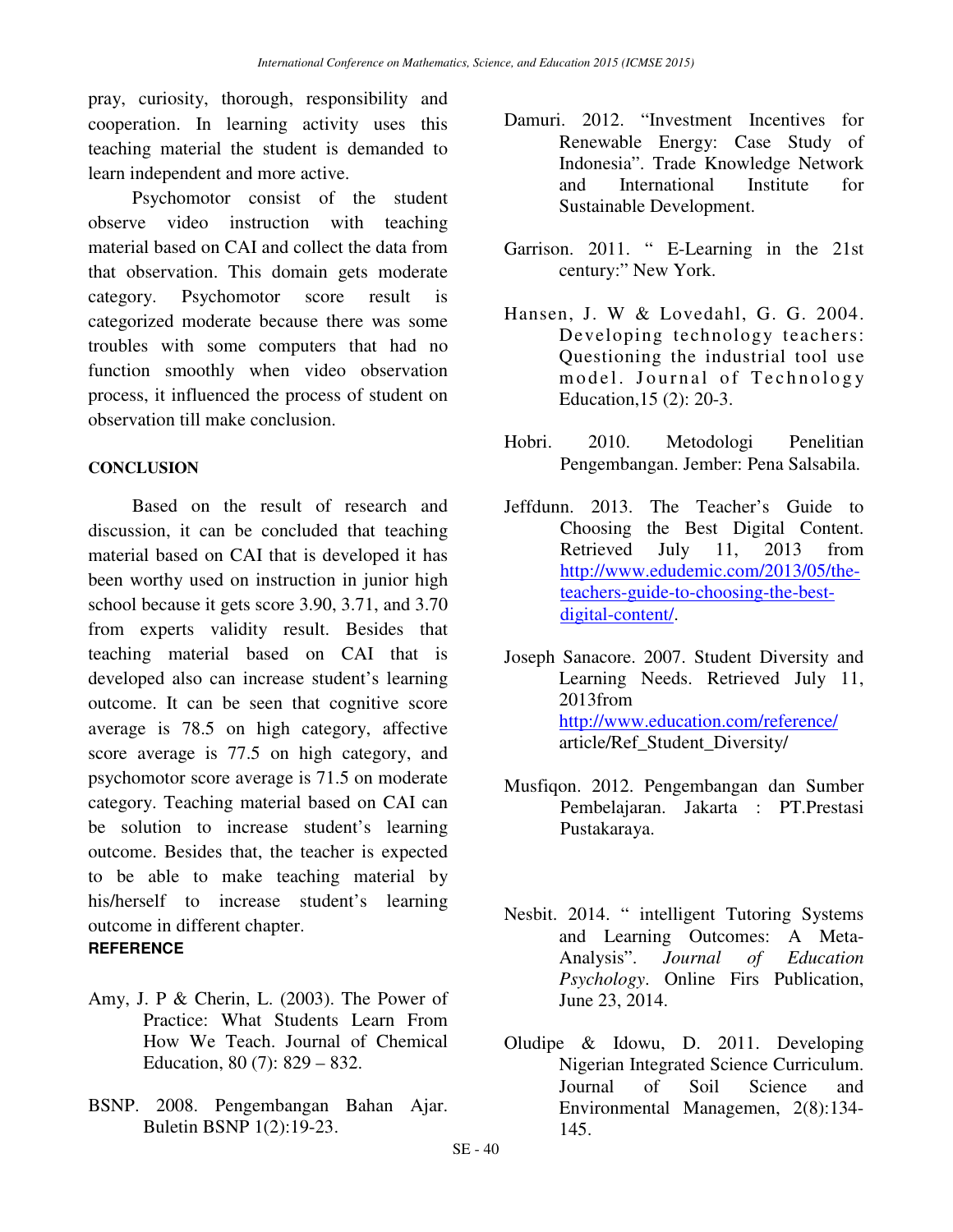pray, curiosity, thorough, responsibility and cooperation. In learning activity uses this teaching material the student is demanded to learn independent and more active.

Psychomotor consist of the student observe video instruction with teaching material based on CAI and collect the data from that observation. This domain gets moderate category. Psychomotor score result is categorized moderate because there was some troubles with some computers that had no function smoothly when video observation process, it influenced the process of student on observation till make conclusion.

## CONCLUSION

Based on the result of research and discussion, it can be concluded that teaching material based on CAI that is developed it has been worthy used on instruction in junior high school because it gets score 3.90, 3.71, and 3.70 from experts validity result. Besides that teaching material based on CAI that is developed also can increase student's learning outcome. It can be seen that cognitive score average is 78.5 on high category, affective score average is 77.5 on high category, and psychomotor score average is 71.5 on moderate category. Teaching material based on CAI can be solution to increase student's learning outcome. Besides that, the teacher is expected to be able to make teaching material by his/herself to increase student's learning outcome in different chapter.

## REFERENCE

Amy, J. P & Cherin, L. (2003). The Power of Practice: What Students Learn From How We Teach. Journal of Chemical Education, 80 (7): 829 – 832.

BSNP. 2008. Pengembangan Bahan Ajar. Buletin BSNP 1(2):19-23.

Damuri. 2012. "Investment Incentives for Renewable Energy: Case Study of Indonesia". Trade Knowledge Network and International Institute for Sustainable Development.

Garrison. 2011. " E-Learning in the 21st century:" New York.

Hansen, J. W & Lovedahl, G. G. 2004. Developing technology teachers: Questioning the industrial tool use model. Journal of Technology Education,15 (2): 20-3.

Hobri. 2010. Metodologi Penelitian Pengembangan. Jember: Pena Salsabila.

Jeffdunn. 2013. The Teacher's Guide to Choosing the Best Digital Content. Retrieved July 11, 2013 from http://www.edudemic.com/2013/05/the-teachers-guide-to-choosing-the-best-digital-content/.

Joseph Sanacore. 2007. Student Diversity and Learning Needs. Retrieved July 11, 2013from http://www.education.com/reference/article/Ref_Student_Diversity/

Musfiqon. 2012. Pengembangan dan Sumber Pembelajaran. Jakarta : PT.Prestasi Pustakaraya.

Nesbit. 2014. " intelligent Tutoring Systems and Learning Outcomes: A Meta-Analysis". *Journal of Education Psychology*. Online Firs Publication, June 23, 2014.

Oludipe & Idowu, D. 2011. Developing Nigerian Integrated Science Curriculum. Journal of Soil Science and Environmental Managemen, 2(8):134-145.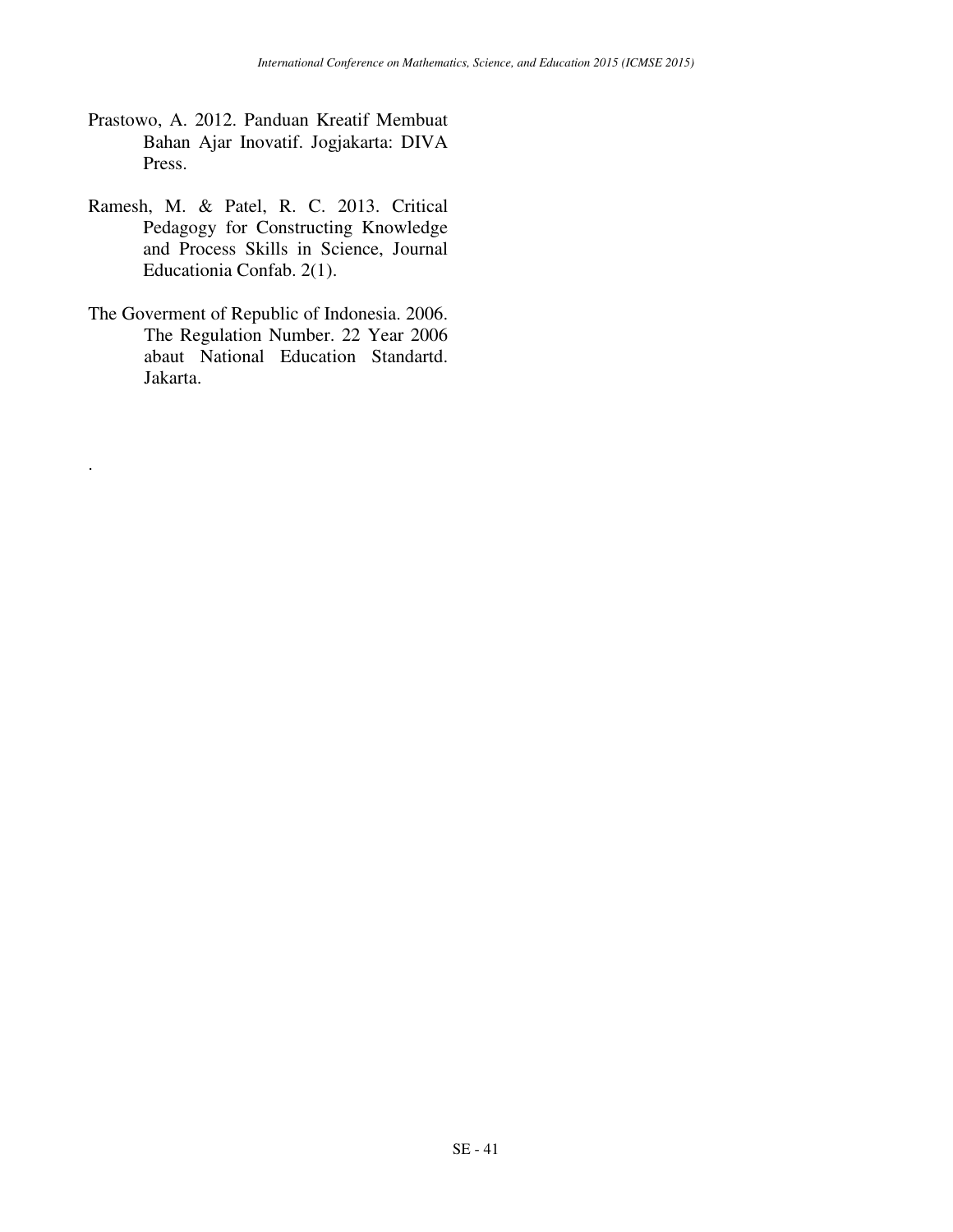Prastowo, A. 2012. Panduan Kreatif Membuat Bahan Ajar Inovatif. Jogjakarta: DIVA Press.

Ramesh, M. & Patel, R. C. 2013. Critical Pedagogy for Constructing Knowledge and Process Skills in Science, Journal Educationia Confab. 2(1).

The Goverment of Republic of Indonesia. 2006. The Regulation Number. 22 Year 2006 abaut National Education Standartd. Jakarta.

.